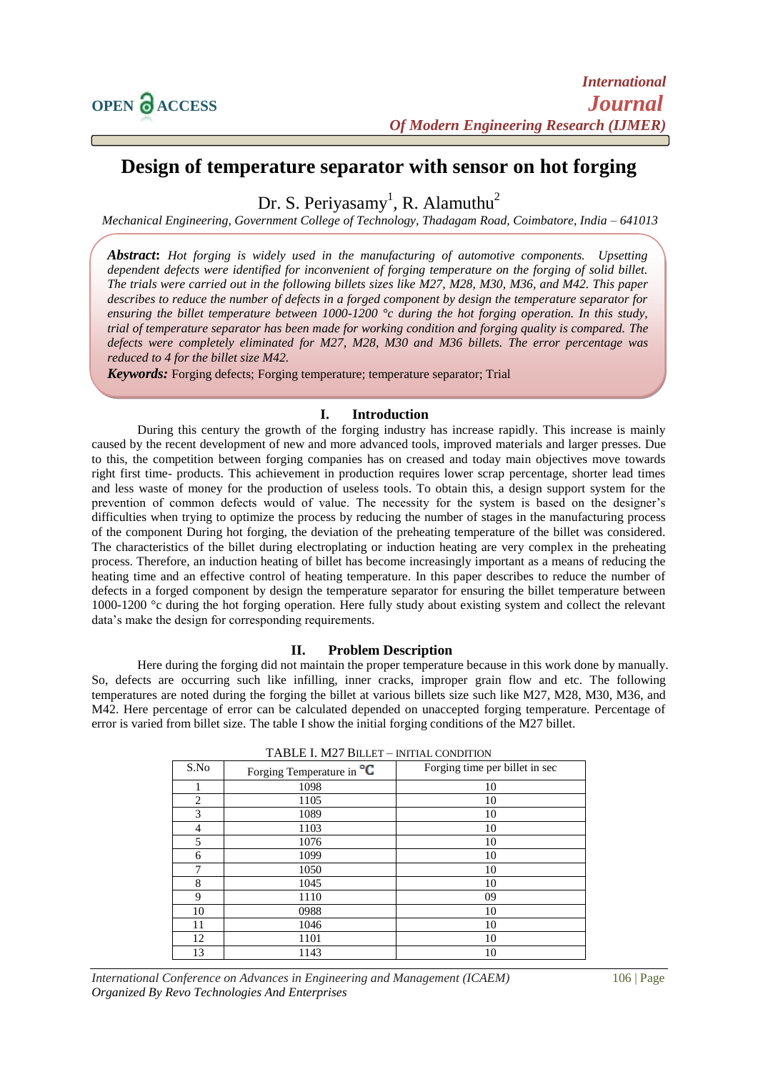# Design of temperature separator with sensor on hot forging

Dr. S. Periyasamy[1], R. Alamuthu[2]

*Mechanical Engineering, Government College of Technology, Thadagam Road, Coimbatore, India – 641013*

***Abstract***: *Hot forging is widely used in the manufacturing of automotive components. Upsetting dependent defects were identified for inconvenient of forging temperature on the forging of solid billet. The trials were carried out in the following billets sizes like M27, M28, M30, M36, and M42. This paper describes to reduce the number of defects in a forged component by design the temperature separator for ensuring the billet temperature between 1000-1200 °c during the hot forging operation. In this study, trial of temperature separator has been made for working condition and forging quality is compared. The defects were completely eliminated for M27, M28, M30 and M36 billets. The error percentage was reduced to 4 for the billet size M42.*

***Keywords:*** Forging defects; Forging temperature; temperature separator; Trial

## I. Introduction

During this century the growth of the forging industry has increase rapidly. This increase is mainly caused by the recent development of new and more advanced tools, improved materials and larger presses. Due to this, the competition between forging companies has on creased and today main objectives move towards right first time- products. This achievement in production requires lower scrap percentage, shorter lead times and less waste of money for the production of useless tools. To obtain this, a design support system for the prevention of common defects would of value. The necessity for the system is based on the designer's difficulties when trying to optimize the process by reducing the number of stages in the manufacturing process of the component During hot forging, the deviation of the preheating temperature of the billet was considered. The characteristics of the billet during electroplating or induction heating are very complex in the preheating process. Therefore, an induction heating of billet has become increasingly important as a means of reducing the heating time and an effective control of heating temperature. In this paper describes to reduce the number of defects in a forged component by design the temperature separator for ensuring the billet temperature between 1000-1200 °c during the hot forging operation. Here fully study about existing system and collect the relevant data's make the design for corresponding requirements.

## II. Problem Description

Here during the forging did not maintain the proper temperature because in this work done by manually. So, defects are occurring such like infilling, inner cracks, improper grain flow and etc. The following temperatures are noted during the forging the billet at various billets size such like M27, M28, M30, M36, and M42. Here percentage of error can be calculated depended on unaccepted forging temperature. Percentage of error is varied from billet size. The table I show the initial forging conditions of the M27 billet.

TABLE I. M27 BILLET – INITIAL CONDITION

| S.No | Forging Temperature in °C | Forging time per billet in sec |
|---|---|---|
| 1 | 1098 | 10 |
| 2 | 1105 | 10 |
| 3 | 1089 | 10 |
| 4 | 1103 | 10 |
| 5 | 1076 | 10 |
| 6 | 1099 | 10 |
| 7 | 1050 | 10 |
| 8 | 1045 | 10 |
| 9 | 1110 | 09 |
| 10 | 0988 | 10 |
| 11 | 1046 | 10 |
| 12 | 1101 | 10 |
| 13 | 1143 | 10 |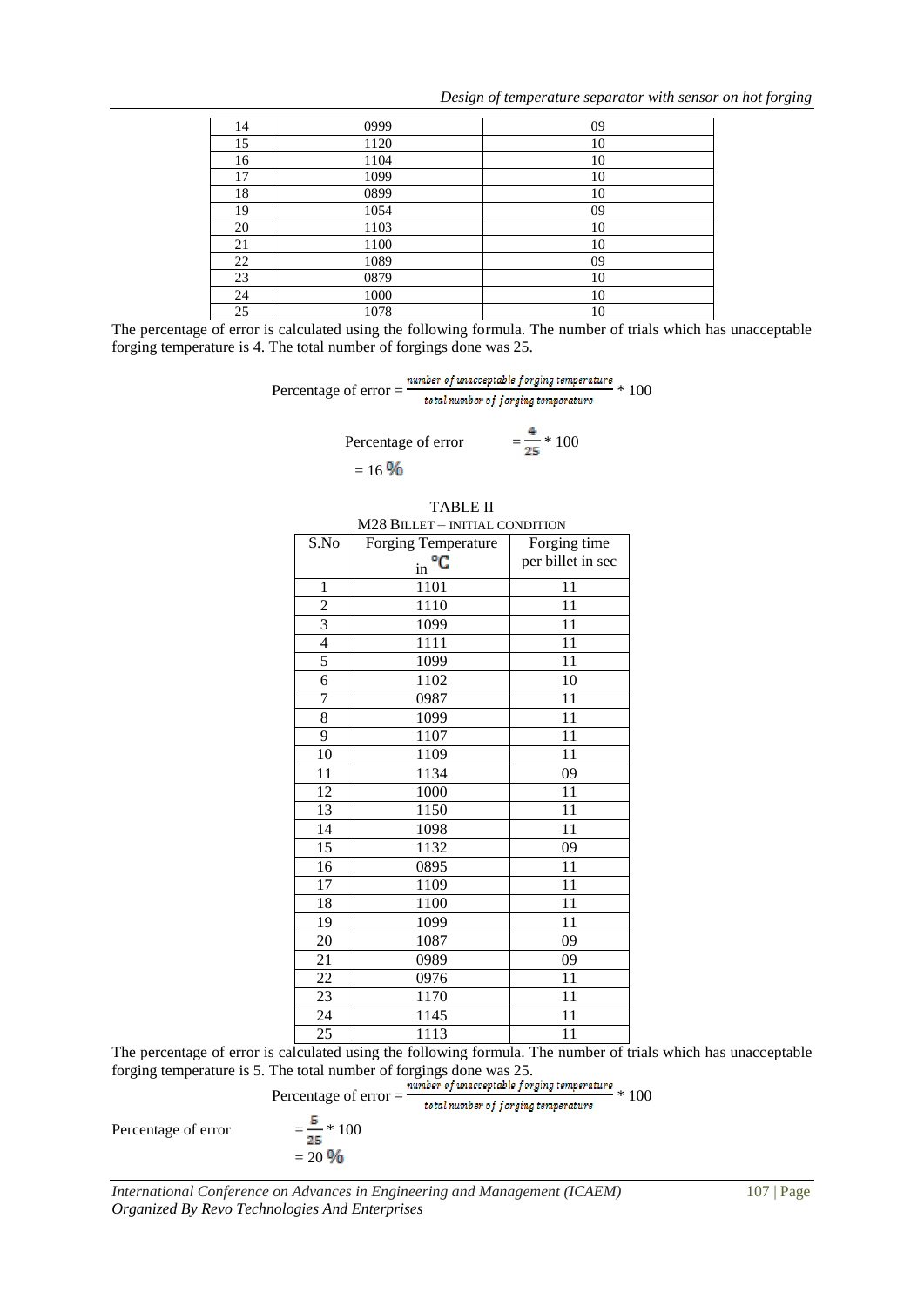| 14 | 0999 | 09 |
|---|---|---|
| 15 | 1120 | 10 |
| 16 | 1104 | 10 |
| 17 | 1099 | 10 |
| 18 | 0899 | 10 |
| 19 | 1054 | 09 |
| 20 | 1103 | 10 |
| 21 | 1100 | 10 |
| 22 | 1089 | 09 |
| 23 | 0879 | 10 |
| 24 | 1000 | 10 |
| 25 | 1078 | 10 |

The percentage of error is calculated using the following formula. The number of trials which has unacceptable forging temperature is 4. The total number of forgings done was 25.

$$\text{Percentage of error} = \frac{\text{number of unacceptable forging temperature}}{\text{total number of forging temperature}} * 100$$

$$\text{Percentage of error} = \frac{4}{25} * 100$$

$$= 16\ \%$$

TABLE II
M28 BILLET – INITIAL CONDITION

| S.No | Forging Temperature in °C | Forging time per billet in sec |
|---|---|---|
| 1 | 1101 | 11 |
| 2 | 1110 | 11 |
| 3 | 1099 | 11 |
| 4 | 1111 | 11 |
| 5 | 1099 | 11 |
| 6 | 1102 | 10 |
| 7 | 0987 | 11 |
| 8 | 1099 | 11 |
| 9 | 1107 | 11 |
| 10 | 1109 | 11 |
| 11 | 1134 | 09 |
| 12 | 1000 | 11 |
| 13 | 1150 | 11 |
| 14 | 1098 | 11 |
| 15 | 1132 | 09 |
| 16 | 0895 | 11 |
| 17 | 1109 | 11 |
| 18 | 1100 | 11 |
| 19 | 1099 | 11 |
| 20 | 1087 | 09 |
| 21 | 0989 | 09 |
| 22 | 0976 | 11 |
| 23 | 1170 | 11 |
| 24 | 1145 | 11 |
| 25 | 1113 | 11 |

The percentage of error is calculated using the following formula. The number of trials which has unacceptable forging temperature is 5. The total number of forgings done was 25.

$$\text{Percentage of error} = \frac{\text{number of unacceptable forging temperature}}{\text{total number of forging temperature}} * 100$$

$$\text{Percentage of error} = \frac{5}{25} * 100$$

$$= 20\ \%$$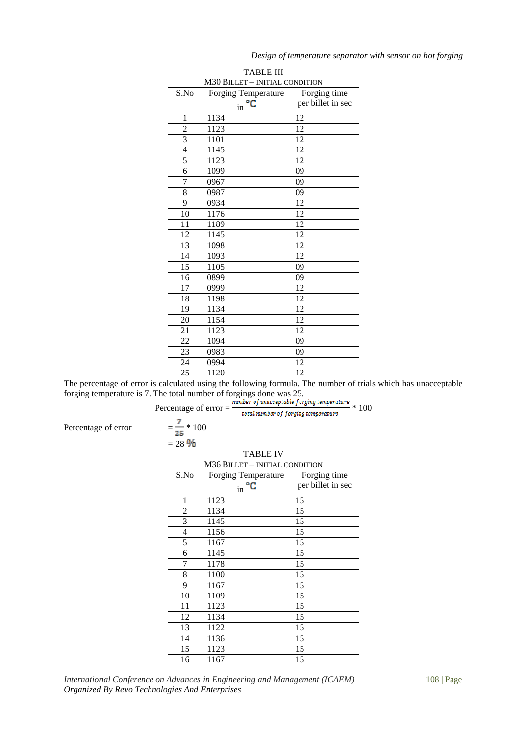TABLE III

M30 BILLET – INITIAL CONDITION

| S.No | Forging Temperature in °C | Forging time per billet in sec |
|---|---|---|
| 1 | 1134 | 12 |
| 2 | 1123 | 12 |
| 3 | 1101 | 12 |
| 4 | 1145 | 12 |
| 5 | 1123 | 12 |
| 6 | 1099 | 09 |
| 7 | 0967 | 09 |
| 8 | 0987 | 09 |
| 9 | 0934 | 12 |
| 10 | 1176 | 12 |
| 11 | 1189 | 12 |
| 12 | 1145 | 12 |
| 13 | 1098 | 12 |
| 14 | 1093 | 12 |
| 15 | 1105 | 09 |
| 16 | 0899 | 09 |
| 17 | 0999 | 12 |
| 18 | 1198 | 12 |
| 19 | 1134 | 12 |
| 20 | 1154 | 12 |
| 21 | 1123 | 12 |
| 22 | 1094 | 09 |
| 23 | 0983 | 09 |
| 24 | 0994 | 12 |
| 25 | 1120 | 12 |

The percentage of error is calculated using the following formula. The number of trials which has unacceptable forging temperature is 7. The total number of forgings done was 25.

$$\text{Percentage of error} = \frac{\text{number of unacceptable forging temperature}}{\text{total number of forging temperature}} * 100$$

$$\text{Percentage of error} = \frac{7}{25} * 100$$

$$= 28\ \%$$

TABLE IV

M36 BILLET – INITIAL CONDITION

| S.No | Forging Temperature in °C | Forging time per billet in sec |
|---|---|---|
| 1 | 1123 | 15 |
| 2 | 1134 | 15 |
| 3 | 1145 | 15 |
| 4 | 1156 | 15 |
| 5 | 1167 | 15 |
| 6 | 1145 | 15 |
| 7 | 1178 | 15 |
| 8 | 1100 | 15 |
| 9 | 1167 | 15 |
| 10 | 1109 | 15 |
| 11 | 1123 | 15 |
| 12 | 1134 | 15 |
| 13 | 1122 | 15 |
| 14 | 1136 | 15 |
| 15 | 1123 | 15 |
| 16 | 1167 | 15 |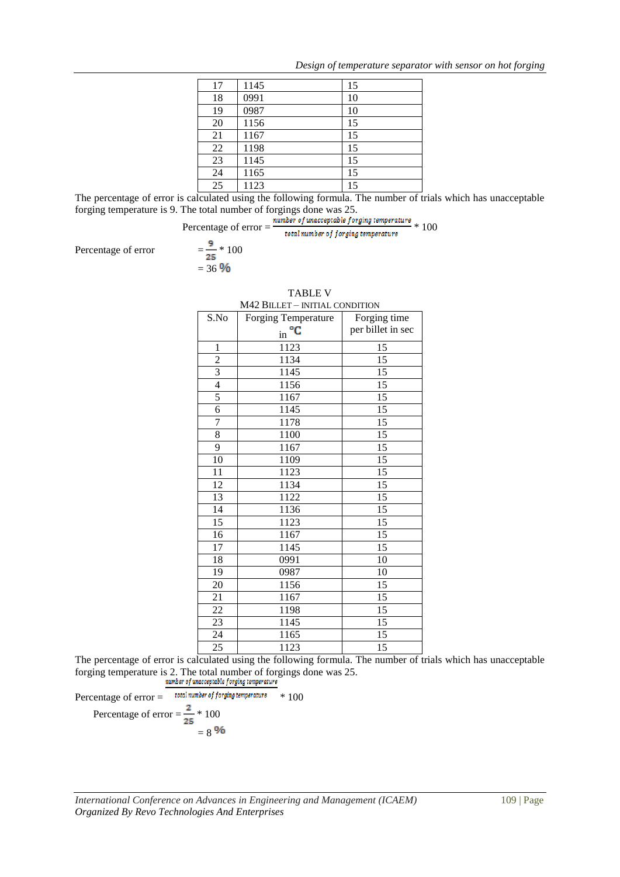| 17 | 1145 | 15 |
|---|---|---|
| 18 | 0991 | 10 |
| 19 | 0987 | 10 |
| 20 | 1156 | 15 |
| 21 | 1167 | 15 |
| 22 | 1198 | 15 |
| 23 | 1145 | 15 |
| 24 | 1165 | 15 |
| 25 | 1123 | 15 |

The percentage of error is calculated using the following formula. The number of trials which has unacceptable forging temperature is 9. The total number of forgings done was 25.

$$\text{Percentage of error} = \frac{\text{number of unacceptable forging temperature}}{\text{total number of forging temperature}} * 100$$

Percentage of error $= \frac{9}{25} * 100$

$= 36\ \%$

TABLE V
M42 BILLET – INITIAL CONDITION

| S.No | Forging Temperature in ℃ | Forging time per billet in sec |
|---|---|---|
| 1 | 1123 | 15 |
| 2 | 1134 | 15 |
| 3 | 1145 | 15 |
| 4 | 1156 | 15 |
| 5 | 1167 | 15 |
| 6 | 1145 | 15 |
| 7 | 1178 | 15 |
| 8 | 1100 | 15 |
| 9 | 1167 | 15 |
| 10 | 1109 | 15 |
| 11 | 1123 | 15 |
| 12 | 1134 | 15 |
| 13 | 1122 | 15 |
| 14 | 1136 | 15 |
| 15 | 1123 | 15 |
| 16 | 1167 | 15 |
| 17 | 1145 | 15 |
| 18 | 0991 | 10 |
| 19 | 0987 | 10 |
| 20 | 1156 | 15 |
| 21 | 1167 | 15 |
| 22 | 1198 | 15 |
| 23 | 1145 | 15 |
| 24 | 1165 | 15 |
| 25 | 1123 | 15 |

The percentage of error is calculated using the following formula. The number of trials which has unacceptable forging temperature is 2. The total number of forgings done was 25.

$$\text{Percentage of error} = \frac{\text{number of unacceptable forging temperature}}{\text{total number of forging temperature}} * 100$$

Percentage of error $= \frac{2}{25} * 100$

$= 8\ \%$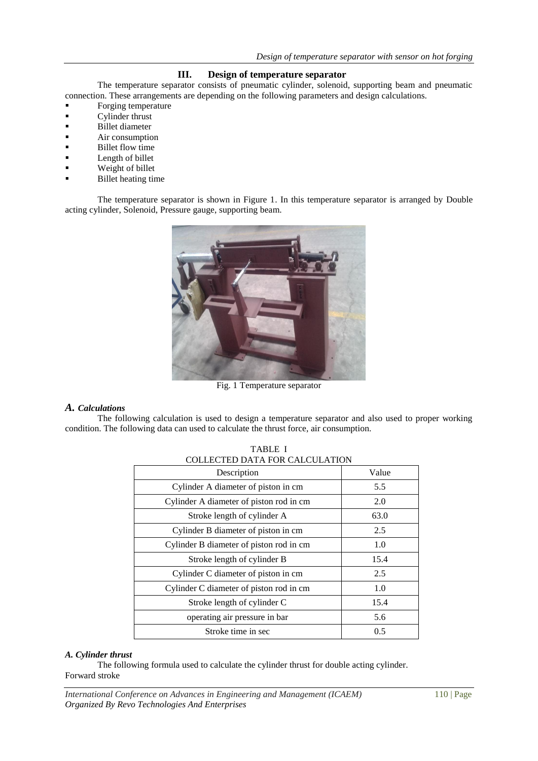## III. Design of temperature separator

The temperature separator consists of pneumatic cylinder, solenoid, supporting beam and pneumatic connection. These arrangements are depending on the following parameters and design calculations.

- Forging temperature
- Cylinder thrust
- Billet diameter
- Air consumption
- Billet flow time
- Length of billet
- Weight of billet
- Billet heating time

The temperature separator is shown in Figure 1. In this temperature separator is arranged by Double acting cylinder, Solenoid, Pressure gauge, supporting beam.

Fig. 1 Temperature separator

### *A. Calculations*

The following calculation is used to design a temperature separator and also used to proper working condition. The following data can used to calculate the thrust force, air consumption.

TABLE I
COLLECTED DATA FOR CALCULATION

| Description | Value |
|---|---|
| Cylinder A diameter of piston in cm | 5.5 |
| Cylinder A diameter of piston rod in cm | 2.0 |
| Stroke length of cylinder A | 63.0 |
| Cylinder B diameter of piston in cm | 2.5 |
| Cylinder B diameter of piston rod in cm | 1.0 |
| Stroke length of cylinder B | 15.4 |
| Cylinder C diameter of piston in cm | 2.5 |
| Cylinder C diameter of piston rod in cm | 1.0 |
| Stroke length of cylinder C | 15.4 |
| operating air pressure in bar | 5.6 |
| Stroke time in sec | 0.5 |

### *A. Cylinder thrust*

The following formula used to calculate the cylinder thrust for double acting cylinder.

Forward stroke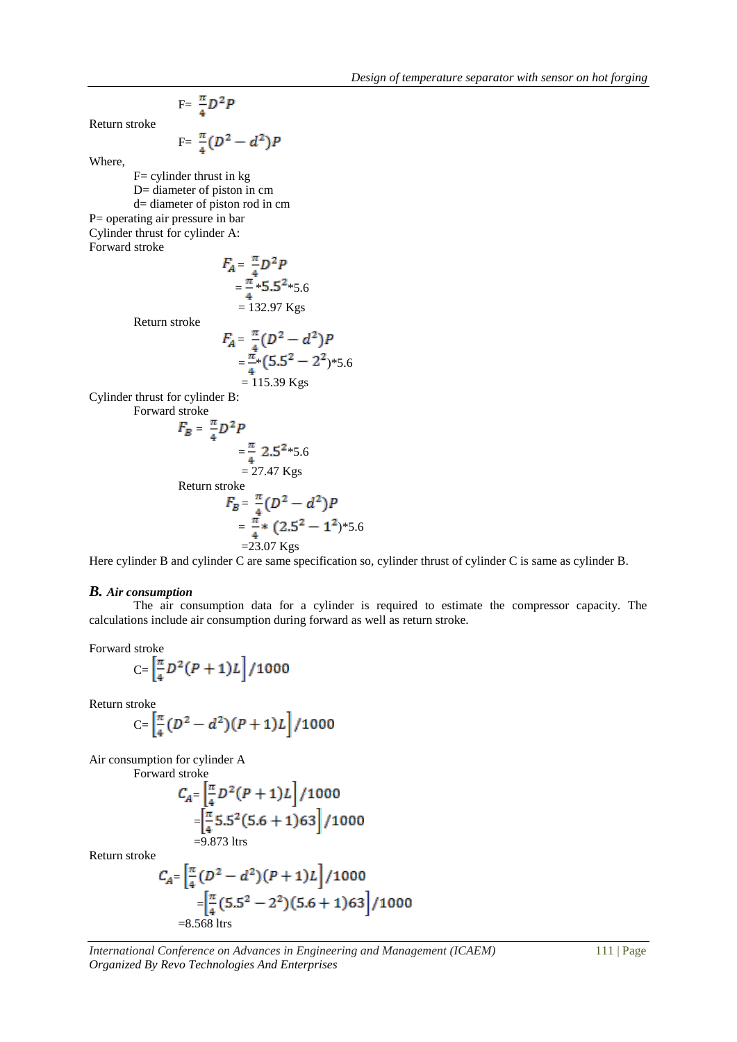$$F= \frac{\pi}{4}D^2P$$

Return stroke

$$F= \frac{\pi}{4}(D^2 - d^2)P$$

Where,

F= cylinder thrust in kg
D= diameter of piston in cm
d= diameter of piston rod in cm
P= operating air pressure in bar

Cylinder thrust for cylinder A:

Forward stroke

$$F_A = \frac{\pi}{4}D^2P$$
$$= \frac{\pi}{4} * 5.5^2 * 5.6$$
$$= 132.97 \text{ Kgs}$$

Return stroke

$$F_A = \frac{\pi}{4}(D^2 - d^2)P$$
$$= \frac{\pi}{4} * (5.5^2 - 2^2) * 5.6$$
$$= 115.39 \text{ Kgs}$$

Cylinder thrust for cylinder B:

Forward stroke

$$F_B = \frac{\pi}{4}D^2P$$
$$= \frac{\pi}{4}\, 2.5^2 * 5.6$$
$$= 27.47 \text{ Kgs}$$

Return stroke

$$F_B = \frac{\pi}{4}(D^2 - d^2)P$$
$$= \frac{\pi}{4} * (2.5^2 - 1^2) * 5.6$$
$$= 23.07 \text{ Kgs}$$

Here cylinder B and cylinder C are same specification so, cylinder thrust of cylinder C is same as cylinder B.

### *B. Air consumption*

The air consumption data for a cylinder is required to estimate the compressor capacity. The calculations include air consumption during forward as well as return stroke.

Forward stroke

$$C= \left[\frac{\pi}{4}D^2(P+1)L\right]/1000$$

Return stroke

$$C= \left[\frac{\pi}{4}(D^2 - d^2)(P+1)L\right]/1000$$

Air consumption for cylinder A

Forward stroke

$$C_A = \left[\frac{\pi}{4}D^2(P+1)L\right]/1000$$
$$= \left[\frac{\pi}{4}5.5^2(5.6+1)63\right]/1000$$
$$= 9.873 \text{ ltrs}$$

Return stroke

$$C_A = \left[\frac{\pi}{4}(D^2 - d^2)(P+1)L\right]/1000$$
$$= \left[\frac{\pi}{4}(5.5^2 - 2^2)(5.6+1)63\right]/1000$$
$$= 8.568 \text{ ltrs}$$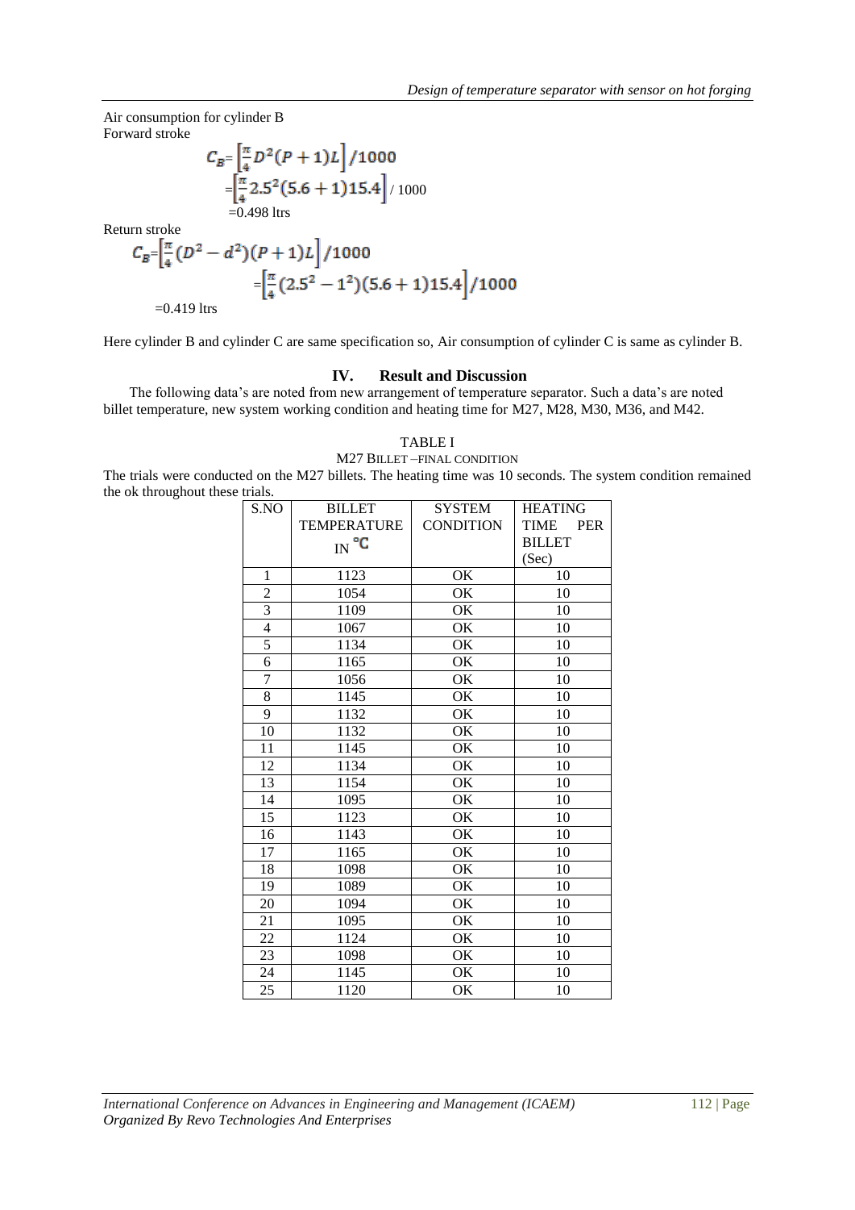Air consumption for cylinder B
Forward stroke

$$C_B = \left[\frac{\pi}{4} D^2 (P+1) L\right] / 1000$$

$$= \left[\frac{\pi}{4} 2.5^2 (5.6+1) 15.4\right] / 1000$$

$$= 0.498 \text{ ltrs}$$

Return stroke

$$C_B = \left[\frac{\pi}{4} (D^2 - d^2)(P+1) L\right] / 1000$$

$$= \left[\frac{\pi}{4} (2.5^2 - 1^2)(5.6+1) 15.4\right] / 1000$$

$$= 0.419 \text{ ltrs}$$

Here cylinder B and cylinder C are same specification so, Air consumption of cylinder C is same as cylinder B.

## IV. Result and Discussion

The following data's are noted from new arrangement of temperature separator. Such a data's are noted billet temperature, new system working condition and heating time for M27, M28, M30, M36, and M42.

TABLE I
M27 BILLET –FINAL CONDITION

The trials were conducted on the M27 billets. The heating time was 10 seconds. The system condition remained the ok throughout these trials.

| S.NO | BILLET TEMPERATURE IN °C | SYSTEM CONDITION | HEATING TIME PER BILLET (Sec) |
|---|---|---|---|
| 1 | 1123 | OK | 10 |
| 2 | 1054 | OK | 10 |
| 3 | 1109 | OK | 10 |
| 4 | 1067 | OK | 10 |
| 5 | 1134 | OK | 10 |
| 6 | 1165 | OK | 10 |
| 7 | 1056 | OK | 10 |
| 8 | 1145 | OK | 10 |
| 9 | 1132 | OK | 10 |
| 10 | 1132 | OK | 10 |
| 11 | 1145 | OK | 10 |
| 12 | 1134 | OK | 10 |
| 13 | 1154 | OK | 10 |
| 14 | 1095 | OK | 10 |
| 15 | 1123 | OK | 10 |
| 16 | 1143 | OK | 10 |
| 17 | 1165 | OK | 10 |
| 18 | 1098 | OK | 10 |
| 19 | 1089 | OK | 10 |
| 20 | 1094 | OK | 10 |
| 21 | 1095 | OK | 10 |
| 22 | 1124 | OK | 10 |
| 23 | 1098 | OK | 10 |
| 24 | 1145 | OK | 10 |
| 25 | 1120 | OK | 10 |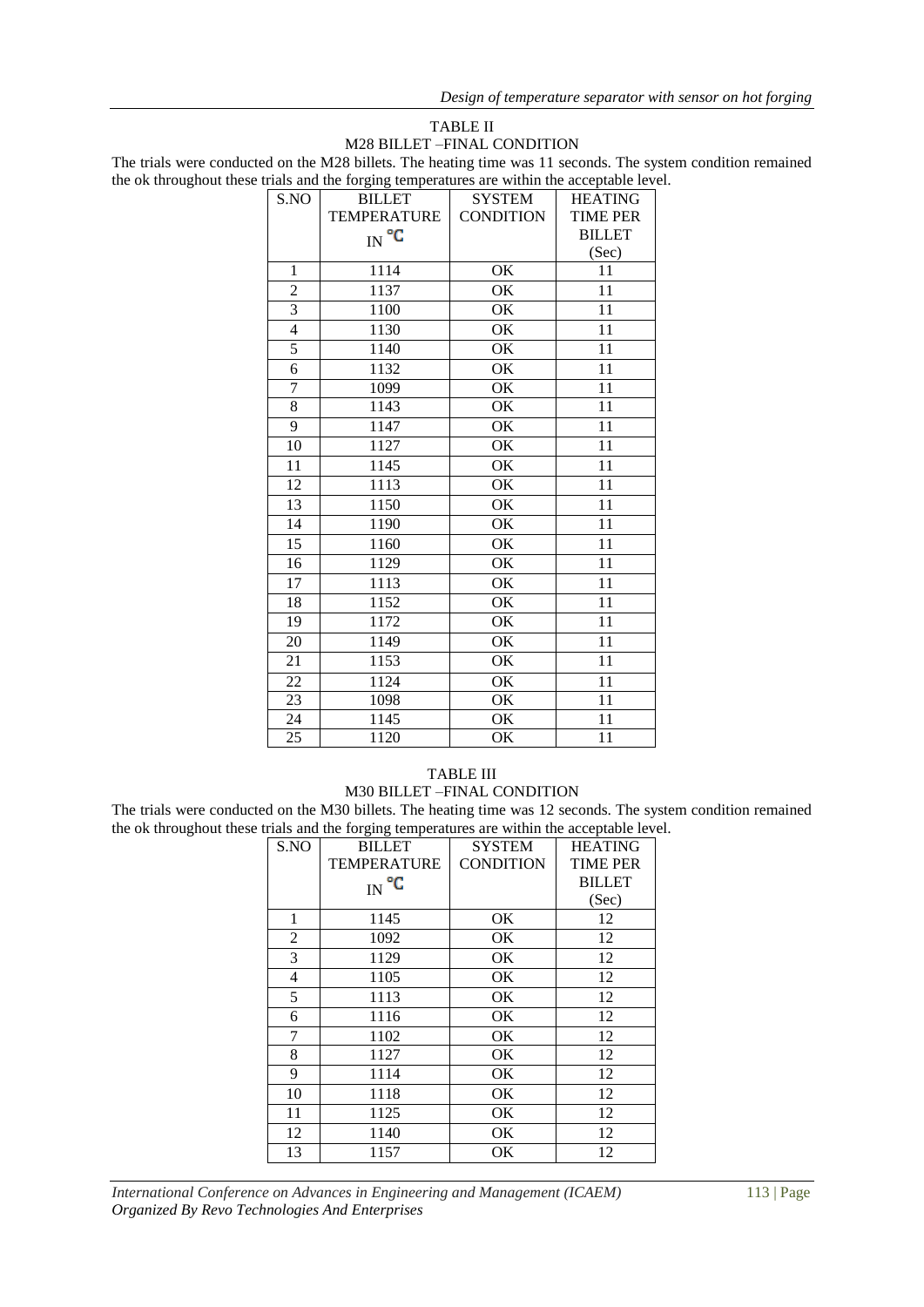TABLE II

M28 BILLET –FINAL CONDITION

The trials were conducted on the M28 billets. The heating time was 11 seconds. The system condition remained the ok throughout these trials and the forging temperatures are within the acceptable level.

| S.NO | BILLET TEMPERATURE IN °C | SYSTEM CONDITION | HEATING TIME PER BILLET (Sec) |
|---|---|---|---|
| 1 | 1114 | OK | 11 |
| 2 | 1137 | OK | 11 |
| 3 | 1100 | OK | 11 |
| 4 | 1130 | OK | 11 |
| 5 | 1140 | OK | 11 |
| 6 | 1132 | OK | 11 |
| 7 | 1099 | OK | 11 |
| 8 | 1143 | OK | 11 |
| 9 | 1147 | OK | 11 |
| 10 | 1127 | OK | 11 |
| 11 | 1145 | OK | 11 |
| 12 | 1113 | OK | 11 |
| 13 | 1150 | OK | 11 |
| 14 | 1190 | OK | 11 |
| 15 | 1160 | OK | 11 |
| 16 | 1129 | OK | 11 |
| 17 | 1113 | OK | 11 |
| 18 | 1152 | OK | 11 |
| 19 | 1172 | OK | 11 |
| 20 | 1149 | OK | 11 |
| 21 | 1153 | OK | 11 |
| 22 | 1124 | OK | 11 |
| 23 | 1098 | OK | 11 |
| 24 | 1145 | OK | 11 |
| 25 | 1120 | OK | 11 |

TABLE III

M30 BILLET –FINAL CONDITION

The trials were conducted on the M30 billets. The heating time was 12 seconds. The system condition remained the ok throughout these trials and the forging temperatures are within the acceptable level.

| S.NO | BILLET TEMPERATURE IN °C | SYSTEM CONDITION | HEATING TIME PER BILLET (Sec) |
|---|---|---|---|
| 1 | 1145 | OK | 12 |
| 2 | 1092 | OK | 12 |
| 3 | 1129 | OK | 12 |
| 4 | 1105 | OK | 12 |
| 5 | 1113 | OK | 12 |
| 6 | 1116 | OK | 12 |
| 7 | 1102 | OK | 12 |
| 8 | 1127 | OK | 12 |
| 9 | 1114 | OK | 12 |
| 10 | 1118 | OK | 12 |
| 11 | 1125 | OK | 12 |
| 12 | 1140 | OK | 12 |
| 13 | 1157 | OK | 12 |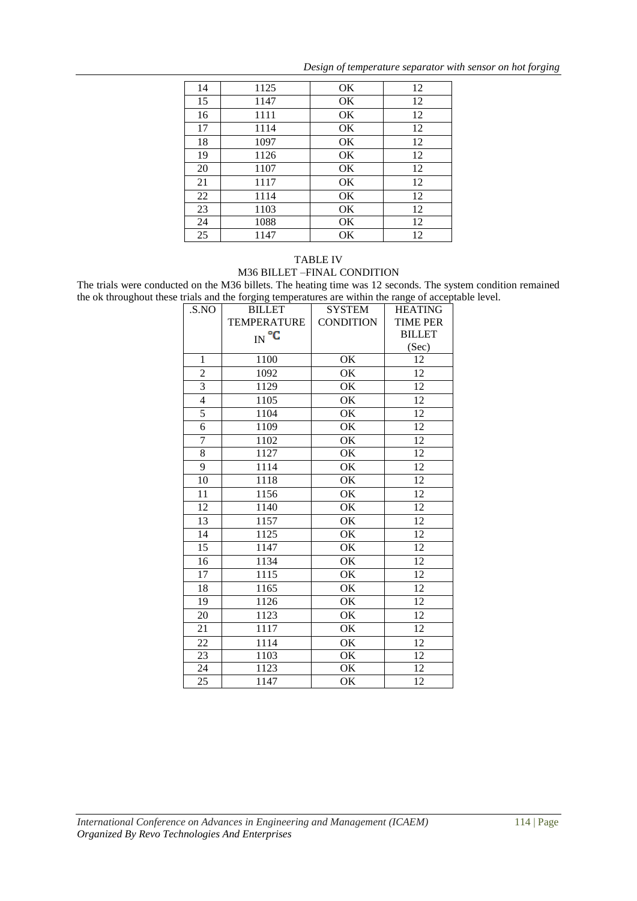| 14 | 1125 | OK | 12 |
|---|---|---|---|
| 15 | 1147 | OK | 12 |
| 16 | 1111 | OK | 12 |
| 17 | 1114 | OK | 12 |
| 18 | 1097 | OK | 12 |
| 19 | 1126 | OK | 12 |
| 20 | 1107 | OK | 12 |
| 21 | 1117 | OK | 12 |
| 22 | 1114 | OK | 12 |
| 23 | 1103 | OK | 12 |
| 24 | 1088 | OK | 12 |
| 25 | 1147 | OK | 12 |

TABLE IV
M36 BILLET –FINAL CONDITION

The trials were conducted on the M36 billets. The heating time was 12 seconds. The system condition remained the ok throughout these trials and the forging temperatures are within the range of acceptable level.

| .S.NO | BILLET TEMPERATURE IN °C | SYSTEM CONDITION | HEATING TIME PER BILLET (Sec) |
|---|---|---|---|
| 1 | 1100 | OK | 12 |
| 2 | 1092 | OK | 12 |
| 3 | 1129 | OK | 12 |
| 4 | 1105 | OK | 12 |
| 5 | 1104 | OK | 12 |
| 6 | 1109 | OK | 12 |
| 7 | 1102 | OK | 12 |
| 8 | 1127 | OK | 12 |
| 9 | 1114 | OK | 12 |
| 10 | 1118 | OK | 12 |
| 11 | 1156 | OK | 12 |
| 12 | 1140 | OK | 12 |
| 13 | 1157 | OK | 12 |
| 14 | 1125 | OK | 12 |
| 15 | 1147 | OK | 12 |
| 16 | 1134 | OK | 12 |
| 17 | 1115 | OK | 12 |
| 18 | 1165 | OK | 12 |
| 19 | 1126 | OK | 12 |
| 20 | 1123 | OK | 12 |
| 21 | 1117 | OK | 12 |
| 22 | 1114 | OK | 12 |
| 23 | 1103 | OK | 12 |
| 24 | 1123 | OK | 12 |
| 25 | 1147 | OK | 12 |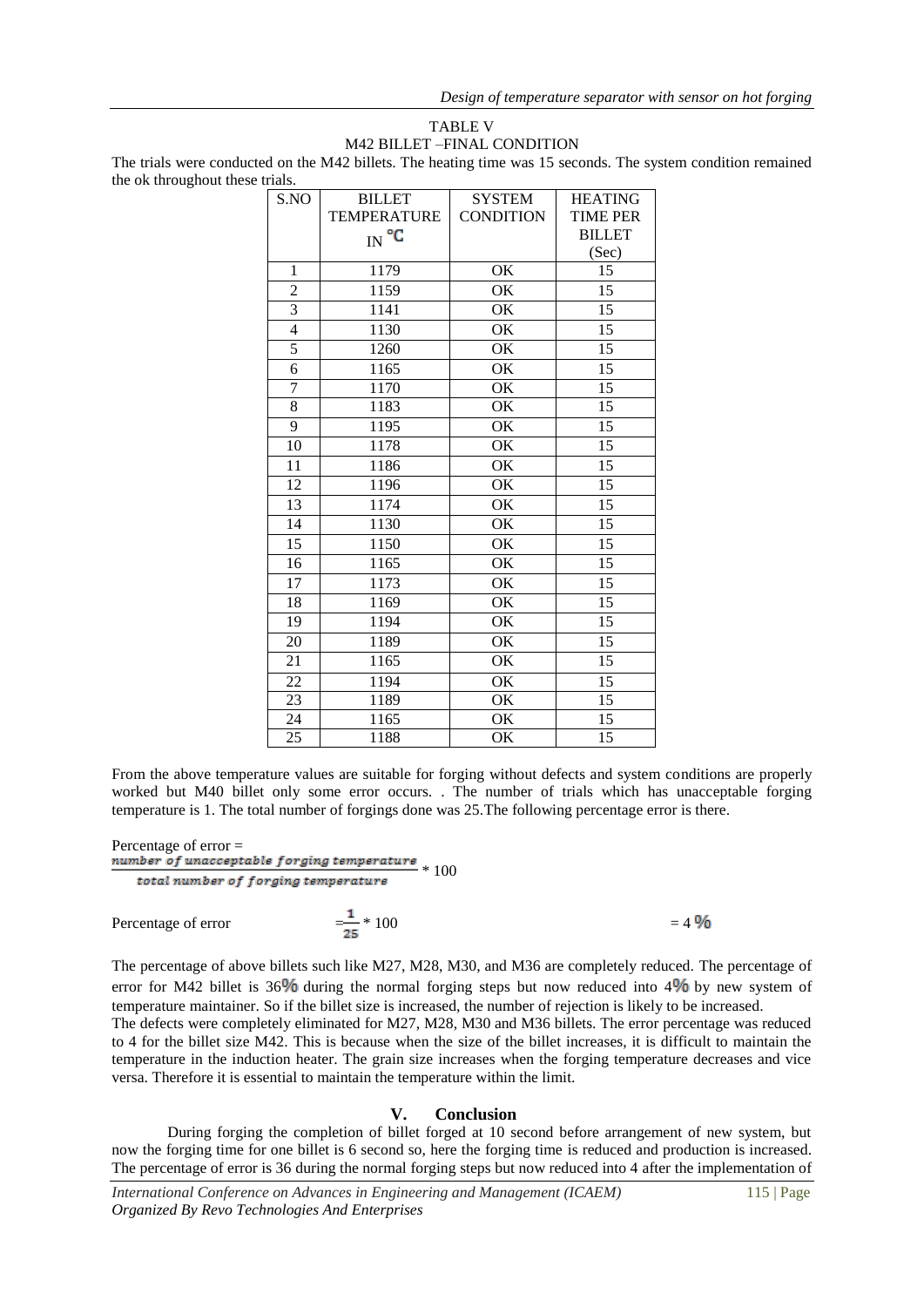TABLE V

M42 BILLET –FINAL CONDITION

The trials were conducted on the M42 billets. The heating time was 15 seconds. The system condition remained the ok throughout these trials.

| S.NO | BILLET TEMPERATURE IN °C | SYSTEM CONDITION | HEATING TIME PER BILLET (Sec) |
|---|---|---|---|
| 1 | 1179 | OK | 15 |
| 2 | 1159 | OK | 15 |
| 3 | 1141 | OK | 15 |
| 4 | 1130 | OK | 15 |
| 5 | 1260 | OK | 15 |
| 6 | 1165 | OK | 15 |
| 7 | 1170 | OK | 15 |
| 8 | 1183 | OK | 15 |
| 9 | 1195 | OK | 15 |
| 10 | 1178 | OK | 15 |
| 11 | 1186 | OK | 15 |
| 12 | 1196 | OK | 15 |
| 13 | 1174 | OK | 15 |
| 14 | 1130 | OK | 15 |
| 15 | 1150 | OK | 15 |
| 16 | 1165 | OK | 15 |
| 17 | 1173 | OK | 15 |
| 18 | 1169 | OK | 15 |
| 19 | 1194 | OK | 15 |
| 20 | 1189 | OK | 15 |
| 21 | 1165 | OK | 15 |
| 22 | 1194 | OK | 15 |
| 23 | 1189 | OK | 15 |
| 24 | 1165 | OK | 15 |
| 25 | 1188 | OK | 15 |

From the above temperature values are suitable for forging without defects and system conditions are properly worked but M40 billet only some error occurs. . The number of trials which has unacceptable forging temperature is 1. The total number of forgings done was 25.The following percentage error is there.

Percentage of error = $\frac{\text{number of unacceptable forging temperature}}{\text{total number of forging temperature}} * 100$

Percentage of error $= \frac{1}{25} * 100 = 4\%$

The percentage of above billets such like M27, M28, M30, and M36 are completely reduced. The percentage of error for M42 billet is 36% during the normal forging steps but now reduced into 4% by new system of temperature maintainer. So if the billet size is increased, the number of rejection is likely to be increased.

The defects were completely eliminated for M27, M28, M30 and M36 billets. The error percentage was reduced to 4 for the billet size M42. This is because when the size of the billet increases, it is difficult to maintain the temperature in the induction heater. The grain size increases when the forging temperature decreases and vice versa. Therefore it is essential to maintain the temperature within the limit.

## V. Conclusion

During forging the completion of billet forged at 10 second before arrangement of new system, but now the forging time for one billet is 6 second so, here the forging time is reduced and production is increased. The percentage of error is 36 during the normal forging steps but now reduced into 4 after the implementation of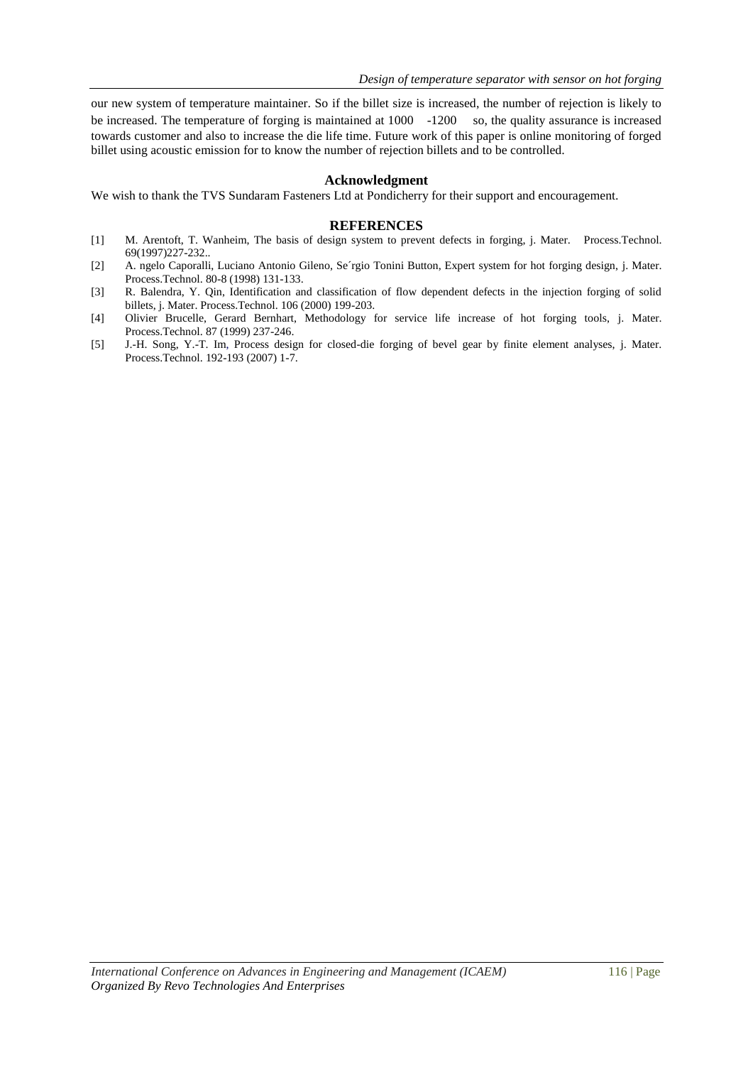our new system of temperature maintainer. So if the billet size is increased, the number of rejection is likely to be increased. The temperature of forging is maintained at 1000 -1200 so, the quality assurance is increased towards customer and also to increase the die life time. Future work of this paper is online monitoring of forged billet using acoustic emission for to know the number of rejection billets and to be controlled.

## Acknowledgment

We wish to thank the TVS Sundaram Fasteners Ltd at Pondicherry for their support and encouragement.

## REFERENCES

[1] M. Arentoft, T. Wanheim, The basis of design system to prevent defects in forging, j. Mater. Process.Technol. 69(1997)227-232..

[2] A. ngelo Caporalli, Luciano Antonio Gileno, Se´rgio Tonini Button, Expert system for hot forging design, j. Mater. Process.Technol. 80-8 (1998) 131-133.

[3] R. Balendra, Y. Qin, Identification and classification of flow dependent defects in the injection forging of solid billets, j. Mater. Process.Technol. 106 (2000) 199-203.

[4] Olivier Brucelle, Gerard Bernhart, Methodology for service life increase of hot forging tools, j. Mater. Process.Technol. 87 (1999) 237-246.

[5] J.-H. Song, Y.-T. Im, Process design for closed-die forging of bevel gear by finite element analyses, j. Mater. Process.Technol. 192-193 (2007) 1-7.